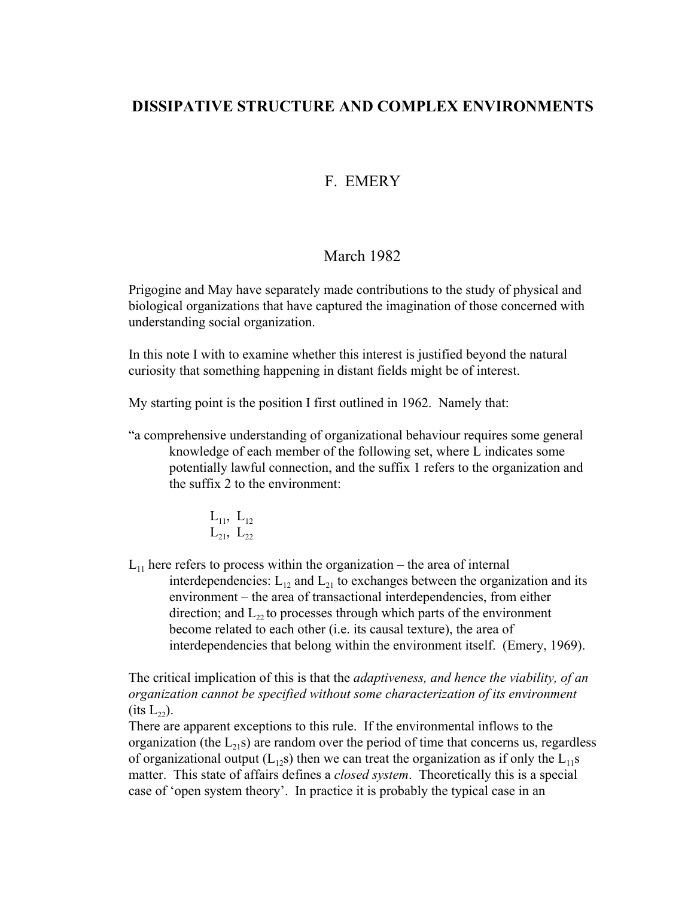# DISSIPATIVE STRUCTURE AND COMPLEX ENVIRONMENTS

F. EMERY

March 1982

Prigogine and May have separately made contributions to the study of physical and biological organizations that have captured the imagination of those concerned with understanding social organization.

In this note I with to examine whether this interest is justified beyond the natural curiosity that something happening in distant fields might be of interest.

My starting point is the position I first outlined in 1962. Namely that:

> "a comprehensive understanding of organizational behaviour requires some general knowledge of each member of the following set, where L indicates some potentially lawful connection, and the suffix 1 refers to the organization and the suffix 2 to the environment:
>
> $L_{11}$, $L_{12}$
> $L_{21}$, $L_{22}$
>
> $L_{11}$ here refers to process within the organization – the area of internal interdependencies: $L_{12}$ and $L_{21}$ to exchanges between the organization and its environment – the area of transactional interdependencies, from either direction; and $L_{22}$ to processes through which parts of the environment become related to each other (i.e. its causal texture), the area of interdependencies that belong within the environment itself. (Emery, 1969).

The critical implication of this is that the *adaptiveness, and hence the viability, of an organization cannot be specified without some characterization of its environment* (its $L_{22}$).

There are apparent exceptions to this rule. If the environmental inflows to the organization (the $L_{21}$s) are random over the period of time that concerns us, regardless of organizational output ($L_{12}$s) then we can treat the organization as if only the $L_{11}$s matter. This state of affairs defines a *closed system*. Theoretically this is a special case of 'open system theory'. In practice it is probably the typical case in an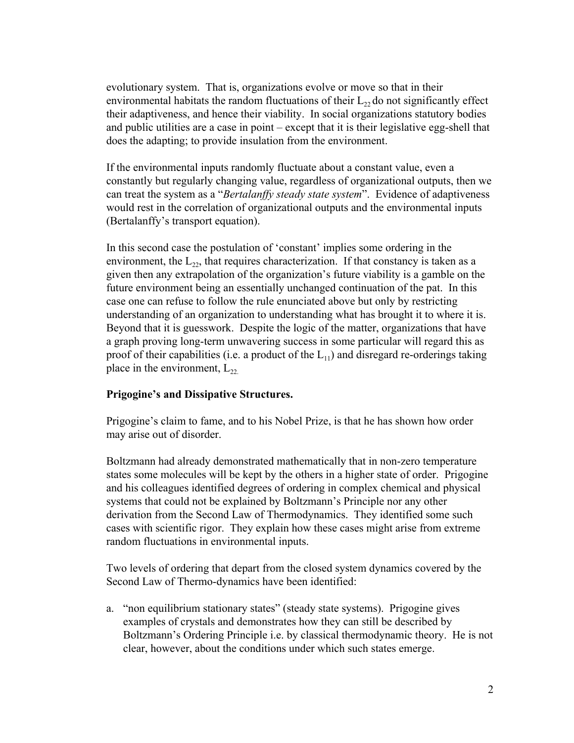evolutionary system. That is, organizations evolve or move so that in their environmental habitats the random fluctuations of their $L_{22}$ do not significantly effect their adaptiveness, and hence their viability. In social organizations statutory bodies and public utilities are a case in point – except that it is their legislative egg-shell that does the adapting; to provide insulation from the environment.

If the environmental inputs randomly fluctuate about a constant value, even a constantly but regularly changing value, regardless of organizational outputs, then we can treat the system as a "*Bertalanffy steady state system*". Evidence of adaptiveness would rest in the correlation of organizational outputs and the environmental inputs (Bertalanffy's transport equation).

In this second case the postulation of 'constant' implies some ordering in the environment, the $L_{22}$, that requires characterization. If that constancy is taken as a given then any extrapolation of the organization's future viability is a gamble on the future environment being an essentially unchanged continuation of the pat. In this case one can refuse to follow the rule enunciated above but only by restricting understanding of an organization to understanding what has brought it to where it is. Beyond that it is guesswork. Despite the logic of the matter, organizations that have a graph proving long-term unwavering success in some particular will regard this as proof of their capabilities (i.e. a product of the $L_{11}$) and disregard re-orderings taking place in the environment, $L_{22}$.

**Prigogine's and Dissipative Structures.**

Prigogine's claim to fame, and to his Nobel Prize, is that he has shown how order may arise out of disorder.

Boltzmann had already demonstrated mathematically that in non-zero temperature states some molecules will be kept by the others in a higher state of order. Prigogine and his colleagues identified degrees of ordering in complex chemical and physical systems that could not be explained by Boltzmann's Principle nor any other derivation from the Second Law of Thermodynamics. They identified some such cases with scientific rigor. They explain how these cases might arise from extreme random fluctuations in environmental inputs.

Two levels of ordering that depart from the closed system dynamics covered by the Second Law of Thermo-dynamics have been identified:

a. "non equilibrium stationary states" (steady state systems). Prigogine gives examples of crystals and demonstrates how they can still be described by Boltzmann's Ordering Principle i.e. by classical thermodynamic theory. He is not clear, however, about the conditions under which such states emerge.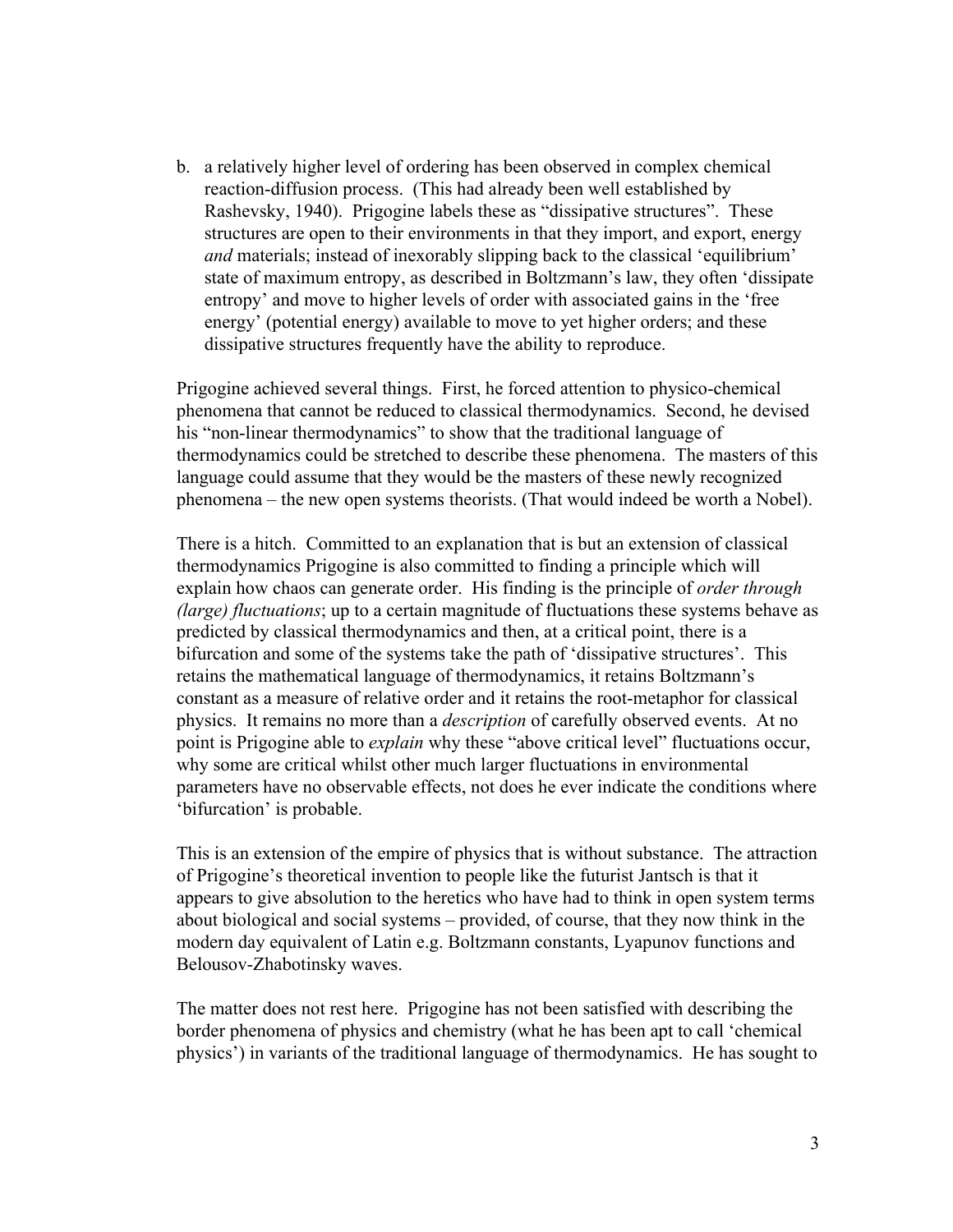b. a relatively higher level of ordering has been observed in complex chemical reaction-diffusion process. (This had already been well established by Rashevsky, 1940). Prigogine labels these as "dissipative structures". These structures are open to their environments in that they import, and export, energy *and* materials; instead of inexorably slipping back to the classical 'equilibrium' state of maximum entropy, as described in Boltzmann's law, they often 'dissipate entropy' and move to higher levels of order with associated gains in the 'free energy' (potential energy) available to move to yet higher orders; and these dissipative structures frequently have the ability to reproduce.

Prigogine achieved several things. First, he forced attention to physico-chemical phenomena that cannot be reduced to classical thermodynamics. Second, he devised his "non-linear thermodynamics" to show that the traditional language of thermodynamics could be stretched to describe these phenomena. The masters of this language could assume that they would be the masters of these newly recognized phenomena – the new open systems theorists. (That would indeed be worth a Nobel).

There is a hitch. Committed to an explanation that is but an extension of classical thermodynamics Prigogine is also committed to finding a principle which will explain how chaos can generate order. His finding is the principle of *order through (large) fluctuations*; up to a certain magnitude of fluctuations these systems behave as predicted by classical thermodynamics and then, at a critical point, there is a bifurcation and some of the systems take the path of 'dissipative structures'. This retains the mathematical language of thermodynamics, it retains Boltzmann's constant as a measure of relative order and it retains the root-metaphor for classical physics. It remains no more than a *description* of carefully observed events. At no point is Prigogine able to *explain* why these "above critical level" fluctuations occur, why some are critical whilst other much larger fluctuations in environmental parameters have no observable effects, not does he ever indicate the conditions where 'bifurcation' is probable.

This is an extension of the empire of physics that is without substance. The attraction of Prigogine's theoretical invention to people like the futurist Jantsch is that it appears to give absolution to the heretics who have had to think in open system terms about biological and social systems – provided, of course, that they now think in the modern day equivalent of Latin e.g. Boltzmann constants, Lyapunov functions and Belousov-Zhabotinsky waves.

The matter does not rest here. Prigogine has not been satisfied with describing the border phenomena of physics and chemistry (what he has been apt to call 'chemical physics') in variants of the traditional language of thermodynamics. He has sought to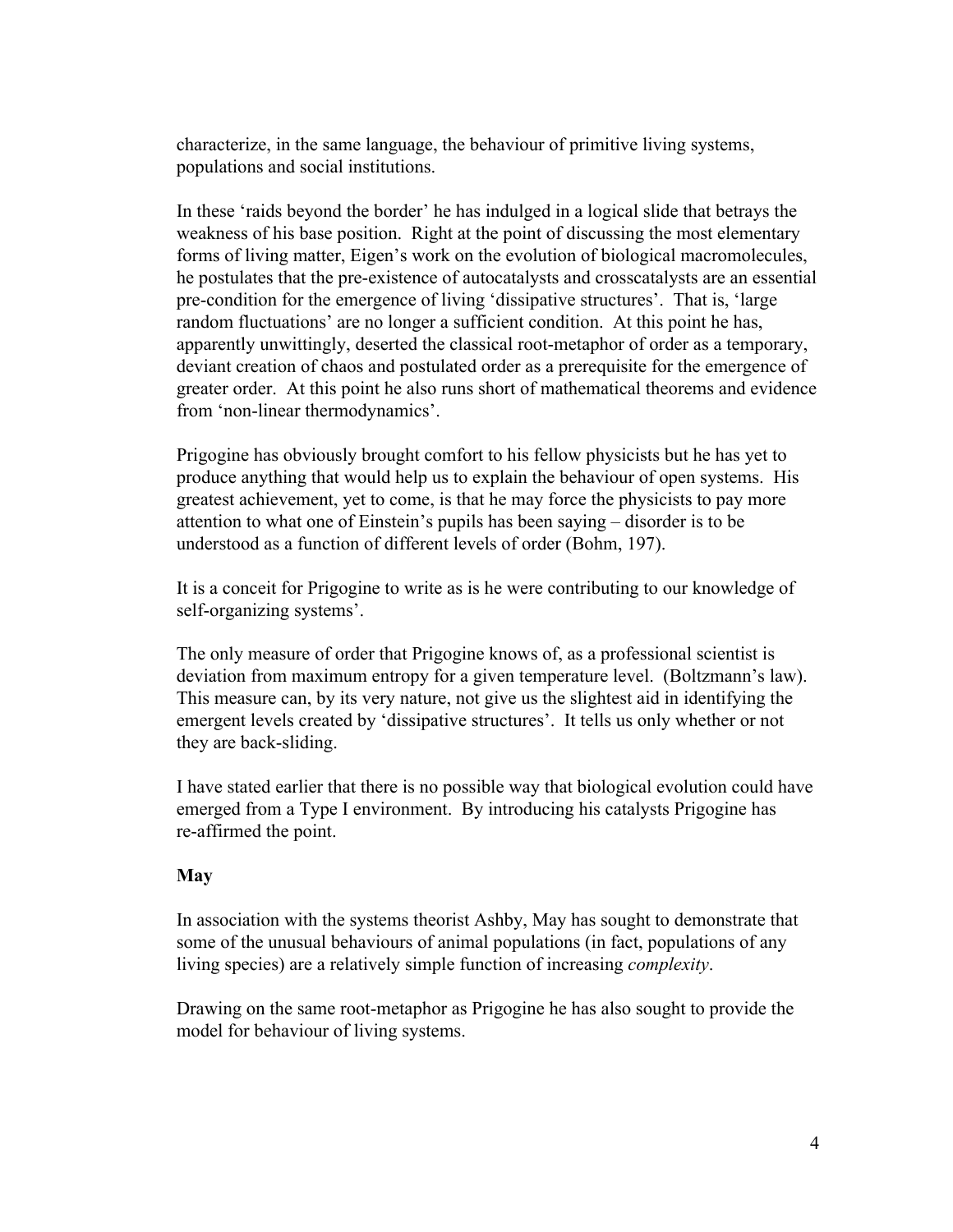characterize, in the same language, the behaviour of primitive living systems, populations and social institutions.

In these 'raids beyond the border' he has indulged in a logical slide that betrays the weakness of his base position. Right at the point of discussing the most elementary forms of living matter, Eigen's work on the evolution of biological macromolecules, he postulates that the pre-existence of autocatalysts and crosscatalysts are an essential pre-condition for the emergence of living 'dissipative structures'. That is, 'large random fluctuations' are no longer a sufficient condition. At this point he has, apparently unwittingly, deserted the classical root-metaphor of order as a temporary, deviant creation of chaos and postulated order as a prerequisite for the emergence of greater order. At this point he also runs short of mathematical theorems and evidence from 'non-linear thermodynamics'.

Prigogine has obviously brought comfort to his fellow physicists but he has yet to produce anything that would help us to explain the behaviour of open systems. His greatest achievement, yet to come, is that he may force the physicists to pay more attention to what one of Einstein's pupils has been saying – disorder is to be understood as a function of different levels of order (Bohm, 197).

It is a conceit for Prigogine to write as is he were contributing to our knowledge of self-organizing systems'.

The only measure of order that Prigogine knows of, as a professional scientist is deviation from maximum entropy for a given temperature level. (Boltzmann's law). This measure can, by its very nature, not give us the slightest aid in identifying the emergent levels created by 'dissipative structures'. It tells us only whether or not they are back-sliding.

I have stated earlier that there is no possible way that biological evolution could have emerged from a Type I environment. By introducing his catalysts Prigogine has re-affirmed the point.

**May**

In association with the systems theorist Ashby, May has sought to demonstrate that some of the unusual behaviours of animal populations (in fact, populations of any living species) are a relatively simple function of increasing *complexity*.

Drawing on the same root-metaphor as Prigogine he has also sought to provide the model for behaviour of living systems.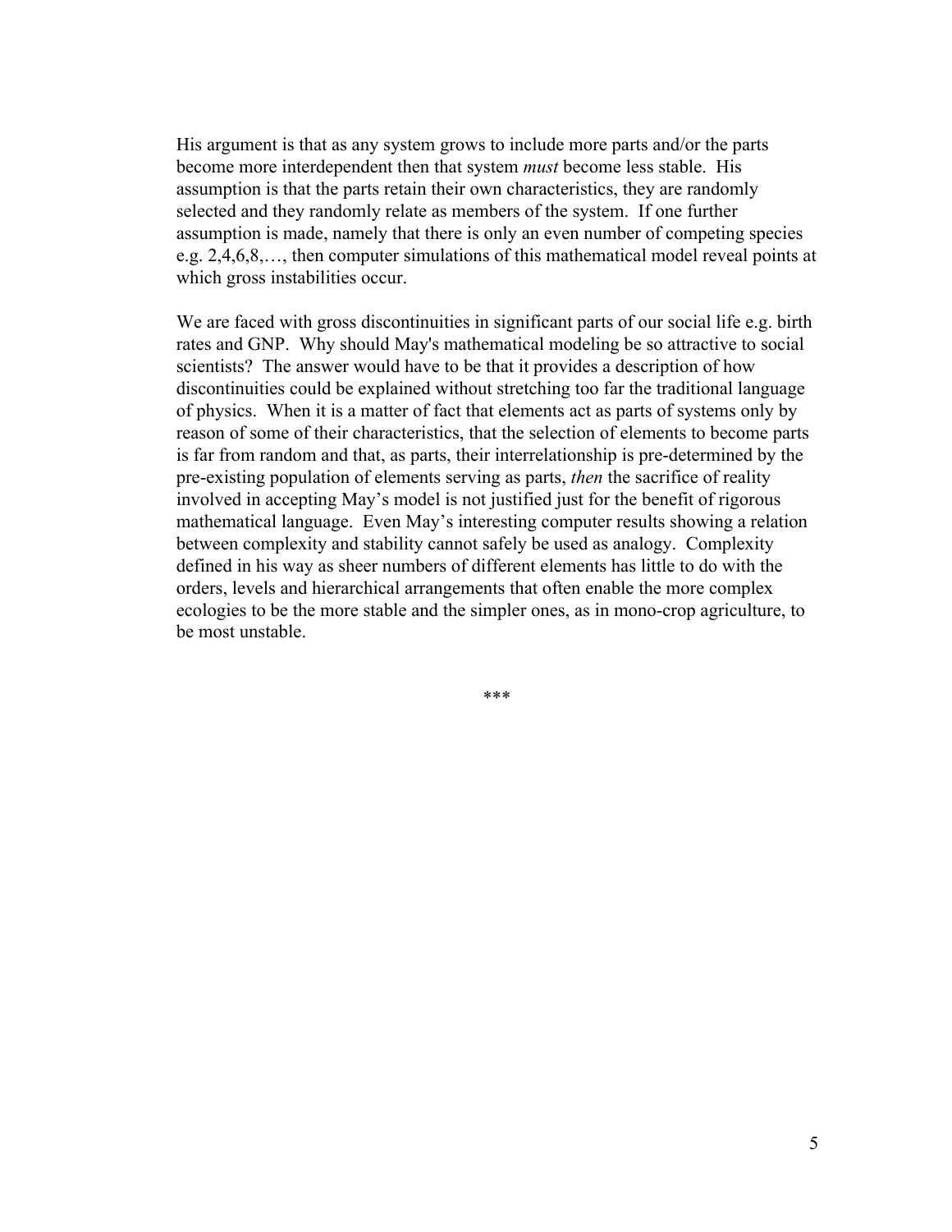His argument is that as any system grows to include more parts and/or the parts become more interdependent then that system *must* become less stable. His assumption is that the parts retain their own characteristics, they are randomly selected and they randomly relate as members of the system. If one further assumption is made, namely that there is only an even number of competing species e.g. 2,4,6,8,…, then computer simulations of this mathematical model reveal points at which gross instabilities occur.

We are faced with gross discontinuities in significant parts of our social life e.g. birth rates and GNP. Why should May's mathematical modeling be so attractive to social scientists? The answer would have to be that it provides a description of how discontinuities could be explained without stretching too far the traditional language of physics. When it is a matter of fact that elements act as parts of systems only by reason of some of their characteristics, that the selection of elements to become parts is far from random and that, as parts, their interrelationship is pre-determined by the pre-existing population of elements serving as parts, *then* the sacrifice of reality involved in accepting May's model is not justified just for the benefit of rigorous mathematical language. Even May's interesting computer results showing a relation between complexity and stability cannot safely be used as analogy. Complexity defined in his way as sheer numbers of different elements has little to do with the orders, levels and hierarchical arrangements that often enable the more complex ecologies to be the more stable and the simpler ones, as in mono-crop agriculture, to be most unstable.

***